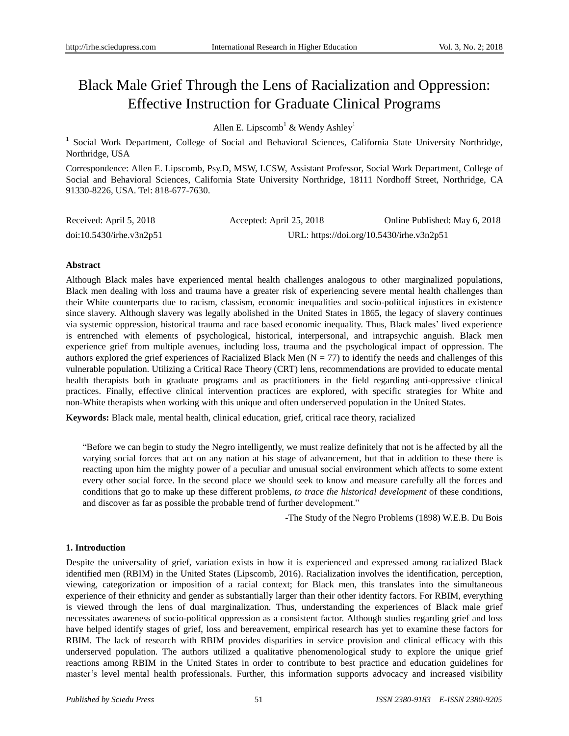# Black Male Grief Through the Lens of Racialization and Oppression: Effective Instruction for Graduate Clinical Programs

Allen E. Lipscomb[1] & Wendy Ashley[1]

[1] Social Work Department, College of Social and Behavioral Sciences, California State University Northridge, Northridge, USA

Correspondence: Allen E. Lipscomb, Psy.D, MSW, LCSW, Assistant Professor, Social Work Department, College of Social and Behavioral Sciences, California State University Northridge, 18111 Nordhoff Street, Northridge, CA 91330-8226, USA. Tel: 818-677-7630.

Received: April 5, 2018 Accepted: April 25, 2018 Online Published: May 6, 2018

doi:10.5430/irhe.v3n2p51 URL: https://doi.org/10.5430/irhe.v3n2p51

**Abstract**

Although Black males have experienced mental health challenges analogous to other marginalized populations, Black men dealing with loss and trauma have a greater risk of experiencing severe mental health challenges than their White counterparts due to racism, classism, economic inequalities and socio-political injustices in existence since slavery. Although slavery was legally abolished in the United States in 1865, the legacy of slavery continues via systemic oppression, historical trauma and race based economic inequality. Thus, Black males' lived experience is entrenched with elements of psychological, historical, interpersonal, and intrapsychic anguish. Black men experience grief from multiple avenues, including loss, trauma and the psychological impact of oppression. The authors explored the grief experiences of Racialized Black Men (N = 77) to identify the needs and challenges of this vulnerable population. Utilizing a Critical Race Theory (CRT) lens, recommendations are provided to educate mental health therapists both in graduate programs and as practitioners in the field regarding anti-oppressive clinical practices. Finally, effective clinical intervention practices are explored, with specific strategies for White and non-White therapists when working with this unique and often underserved population in the United States.

**Keywords:** Black male, mental health, clinical education, grief, critical race theory, racialized

> "Before we can begin to study the Negro intelligently, we must realize definitely that not is he affected by all the varying social forces that act on any nation at his stage of advancement, but that in addition to these there is reacting upon him the mighty power of a peculiar and unusual social environment which affects to some extent every other social force. In the second place we should seek to know and measure carefully all the forces and conditions that go to make up these different problems, *to trace the historical development* of these conditions, and discover as far as possible the probable trend of further development."
>
> -The Study of the Negro Problems (1898) W.E.B. Du Bois

## 1. Introduction

Despite the universality of grief, variation exists in how it is experienced and expressed among racialized Black identified men (RBIM) in the United States (Lipscomb, 2016). Racialization involves the identification, perception, viewing, categorization or imposition of a racial context; for Black men, this translates into the simultaneous experience of their ethnicity and gender as substantially larger than their other identity factors. For RBIM, everything is viewed through the lens of dual marginalization. Thus, understanding the experiences of Black male grief necessitates awareness of socio-political oppression as a consistent factor. Although studies regarding grief and loss have helped identify stages of grief, loss and bereavement, empirical research has yet to examine these factors for RBIM. The lack of research with RBIM provides disparities in service provision and clinical efficacy with this underserved population. The authors utilized a qualitative phenomenological study to explore the unique grief reactions among RBIM in the United States in order to contribute to best practice and education guidelines for master's level mental health professionals. Further, this information supports advocacy and increased visibility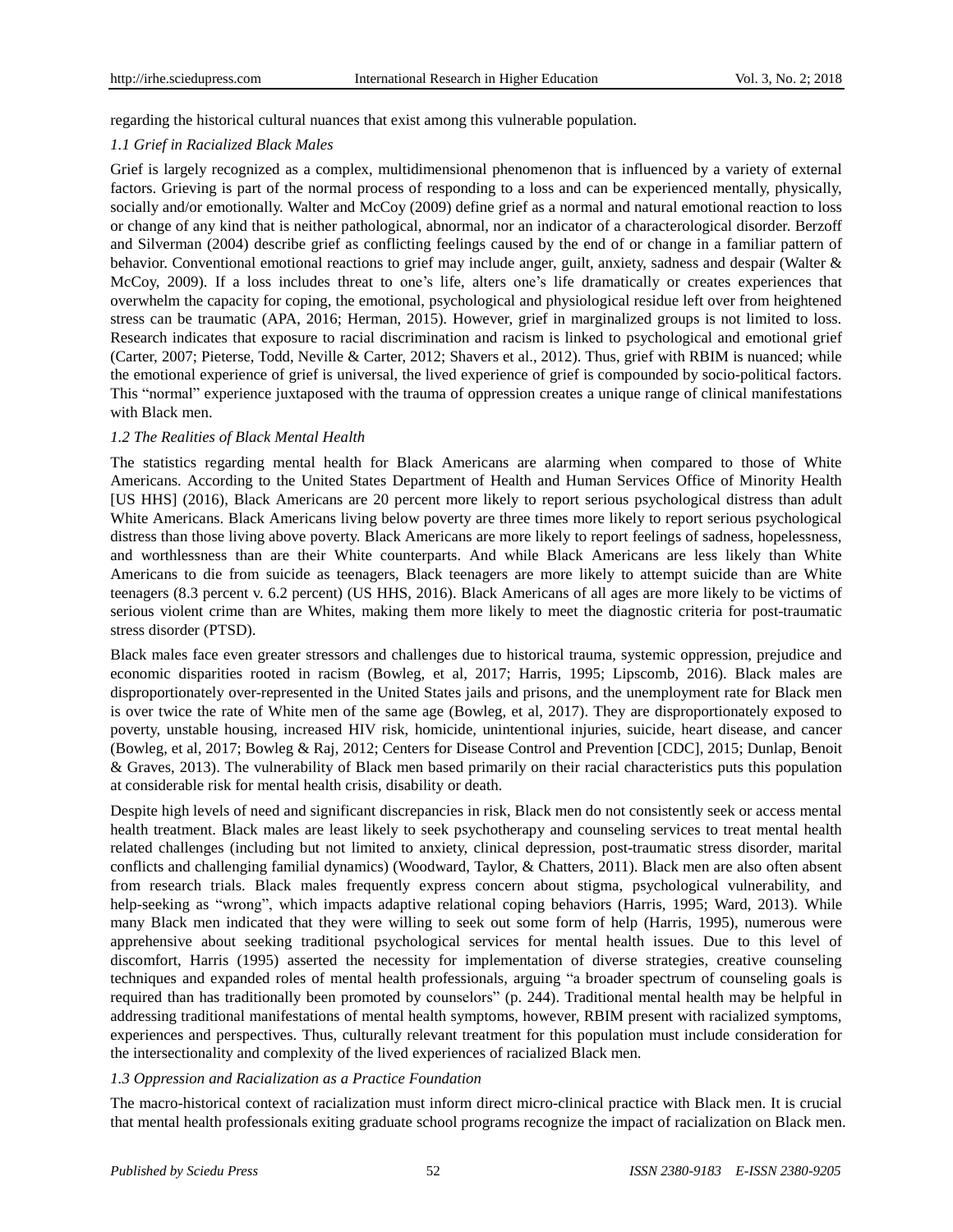regarding the historical cultural nuances that exist among this vulnerable population.

### *1.1 Grief in Racialized Black Males*

Grief is largely recognized as a complex, multidimensional phenomenon that is influenced by a variety of external factors. Grieving is part of the normal process of responding to a loss and can be experienced mentally, physically, socially and/or emotionally. Walter and McCoy (2009) define grief as a normal and natural emotional reaction to loss or change of any kind that is neither pathological, abnormal, nor an indicator of a characterological disorder. Berzoff and Silverman (2004) describe grief as conflicting feelings caused by the end of or change in a familiar pattern of behavior. Conventional emotional reactions to grief may include anger, guilt, anxiety, sadness and despair (Walter & McCoy, 2009). If a loss includes threat to one's life, alters one's life dramatically or creates experiences that overwhelm the capacity for coping, the emotional, psychological and physiological residue left over from heightened stress can be traumatic (APA, 2016; Herman, 2015). However, grief in marginalized groups is not limited to loss. Research indicates that exposure to racial discrimination and racism is linked to psychological and emotional grief (Carter, 2007; Pieterse, Todd, Neville & Carter, 2012; Shavers et al., 2012). Thus, grief with RBIM is nuanced; while the emotional experience of grief is universal, the lived experience of grief is compounded by socio-political factors. This "normal" experience juxtaposed with the trauma of oppression creates a unique range of clinical manifestations with Black men.

### *1.2 The Realities of Black Mental Health*

The statistics regarding mental health for Black Americans are alarming when compared to those of White Americans. According to the United States Department of Health and Human Services Office of Minority Health [US HHS] (2016), Black Americans are 20 percent more likely to report serious psychological distress than adult White Americans. Black Americans living below poverty are three times more likely to report serious psychological distress than those living above poverty. Black Americans are more likely to report feelings of sadness, hopelessness, and worthlessness than are their White counterparts. And while Black Americans are less likely than White Americans to die from suicide as teenagers, Black teenagers are more likely to attempt suicide than are White teenagers (8.3 percent v. 6.2 percent) (US HHS, 2016). Black Americans of all ages are more likely to be victims of serious violent crime than are Whites, making them more likely to meet the diagnostic criteria for post-traumatic stress disorder (PTSD).

Black males face even greater stressors and challenges due to historical trauma, systemic oppression, prejudice and economic disparities rooted in racism (Bowleg, et al, 2017; Harris, 1995; Lipscomb, 2016). Black males are disproportionately over-represented in the United States jails and prisons, and the unemployment rate for Black men is over twice the rate of White men of the same age (Bowleg, et al, 2017). They are disproportionately exposed to poverty, unstable housing, increased HIV risk, homicide, unintentional injuries, suicide, heart disease, and cancer (Bowleg, et al, 2017; Bowleg & Raj, 2012; Centers for Disease Control and Prevention [CDC], 2015; Dunlap, Benoit & Graves, 2013). The vulnerability of Black men based primarily on their racial characteristics puts this population at considerable risk for mental health crisis, disability or death.

Despite high levels of need and significant discrepancies in risk, Black men do not consistently seek or access mental health treatment. Black males are least likely to seek psychotherapy and counseling services to treat mental health related challenges (including but not limited to anxiety, clinical depression, post-traumatic stress disorder, marital conflicts and challenging familial dynamics) (Woodward, Taylor, & Chatters, 2011). Black men are also often absent from research trials. Black males frequently express concern about stigma, psychological vulnerability, and help-seeking as "wrong", which impacts adaptive relational coping behaviors (Harris, 1995; Ward, 2013). While many Black men indicated that they were willing to seek out some form of help (Harris, 1995), numerous were apprehensive about seeking traditional psychological services for mental health issues. Due to this level of discomfort, Harris (1995) asserted the necessity for implementation of diverse strategies, creative counseling techniques and expanded roles of mental health professionals, arguing "a broader spectrum of counseling goals is required than has traditionally been promoted by counselors" (p. 244). Traditional mental health may be helpful in addressing traditional manifestations of mental health symptoms, however, RBIM present with racialized symptoms, experiences and perspectives. Thus, culturally relevant treatment for this population must include consideration for the intersectionality and complexity of the lived experiences of racialized Black men.

### *1.3 Oppression and Racialization as a Practice Foundation*

The macro-historical context of racialization must inform direct micro-clinical practice with Black men. It is crucial that mental health professionals exiting graduate school programs recognize the impact of racialization on Black men.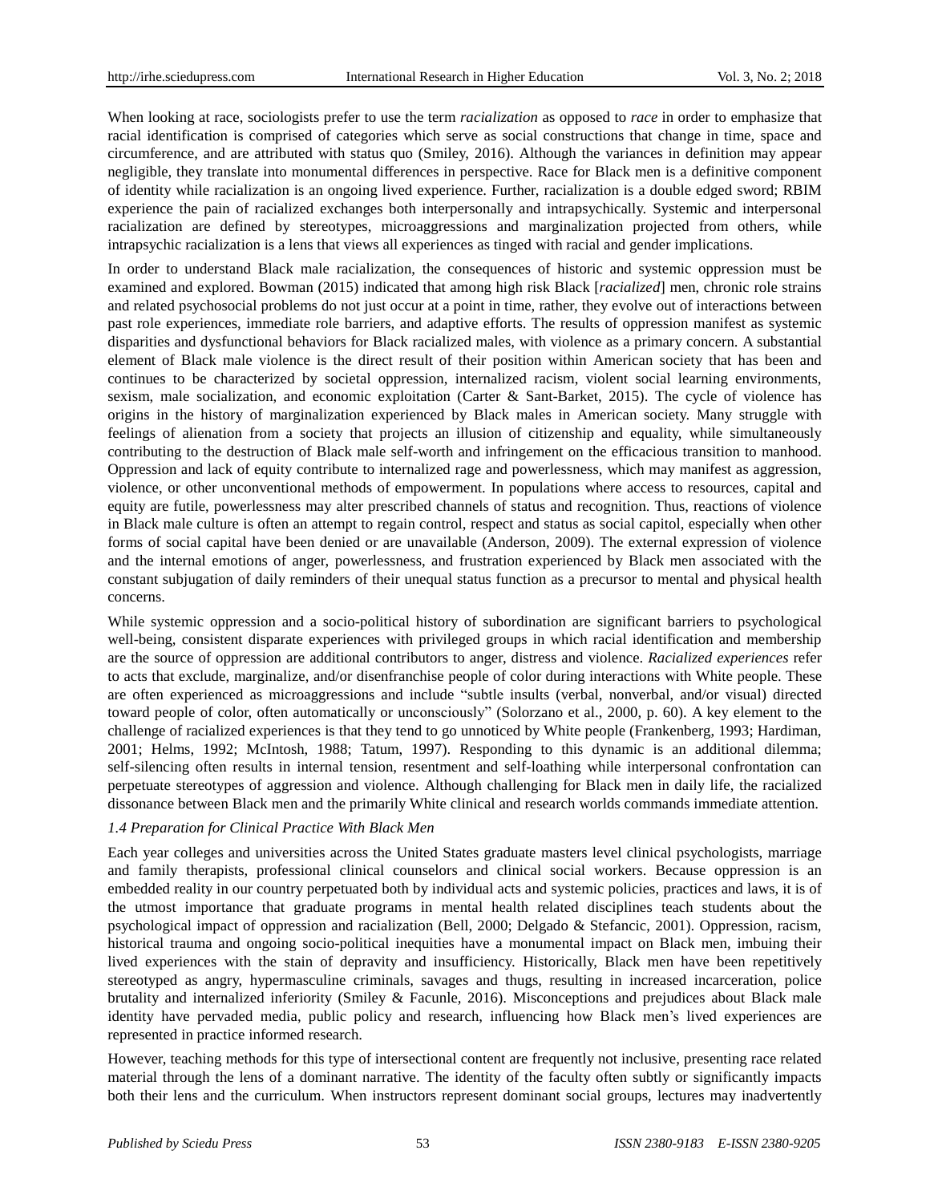When looking at race, sociologists prefer to use the term *racialization* as opposed to *race* in order to emphasize that racial identification is comprised of categories which serve as social constructions that change in time, space and circumference, and are attributed with status quo (Smiley, 2016). Although the variances in definition may appear negligible, they translate into monumental differences in perspective. Race for Black men is a definitive component of identity while racialization is an ongoing lived experience. Further, racialization is a double edged sword; RBIM experience the pain of racialized exchanges both interpersonally and intrapsychically. Systemic and interpersonal racialization are defined by stereotypes, microaggressions and marginalization projected from others, while intrapsychic racialization is a lens that views all experiences as tinged with racial and gender implications.

In order to understand Black male racialization, the consequences of historic and systemic oppression must be examined and explored. Bowman (2015) indicated that among high risk Black [*racialized*] men, chronic role strains and related psychosocial problems do not just occur at a point in time, rather, they evolve out of interactions between past role experiences, immediate role barriers, and adaptive efforts. The results of oppression manifest as systemic disparities and dysfunctional behaviors for Black racialized males, with violence as a primary concern. A substantial element of Black male violence is the direct result of their position within American society that has been and continues to be characterized by societal oppression, internalized racism, violent social learning environments, sexism, male socialization, and economic exploitation (Carter & Sant-Barket, 2015). The cycle of violence has origins in the history of marginalization experienced by Black males in American society. Many struggle with feelings of alienation from a society that projects an illusion of citizenship and equality, while simultaneously contributing to the destruction of Black male self-worth and infringement on the efficacious transition to manhood. Oppression and lack of equity contribute to internalized rage and powerlessness, which may manifest as aggression, violence, or other unconventional methods of empowerment. In populations where access to resources, capital and equity are futile, powerlessness may alter prescribed channels of status and recognition. Thus, reactions of violence in Black male culture is often an attempt to regain control, respect and status as social capitol, especially when other forms of social capital have been denied or are unavailable (Anderson, 2009). The external expression of violence and the internal emotions of anger, powerlessness, and frustration experienced by Black men associated with the constant subjugation of daily reminders of their unequal status function as a precursor to mental and physical health concerns.

While systemic oppression and a socio-political history of subordination are significant barriers to psychological well-being, consistent disparate experiences with privileged groups in which racial identification and membership are the source of oppression are additional contributors to anger, distress and violence. *Racialized experiences* refer to acts that exclude, marginalize, and/or disenfranchise people of color during interactions with White people. These are often experienced as microaggressions and include "subtle insults (verbal, nonverbal, and/or visual) directed toward people of color, often automatically or unconsciously" (Solorzano et al., 2000, p. 60). A key element to the challenge of racialized experiences is that they tend to go unnoticed by White people (Frankenberg, 1993; Hardiman, 2001; Helms, 1992; McIntosh, 1988; Tatum, 1997). Responding to this dynamic is an additional dilemma; self-silencing often results in internal tension, resentment and self-loathing while interpersonal confrontation can perpetuate stereotypes of aggression and violence. Although challenging for Black men in daily life, the racialized dissonance between Black men and the primarily White clinical and research worlds commands immediate attention.

### *1.4 Preparation for Clinical Practice With Black Men*

Each year colleges and universities across the United States graduate masters level clinical psychologists, marriage and family therapists, professional clinical counselors and clinical social workers. Because oppression is an embedded reality in our country perpetuated both by individual acts and systemic policies, practices and laws, it is of the utmost importance that graduate programs in mental health related disciplines teach students about the psychological impact of oppression and racialization (Bell, 2000; Delgado & Stefancic, 2001). Oppression, racism, historical trauma and ongoing socio-political inequities have a monumental impact on Black men, imbuing their lived experiences with the stain of depravity and insufficiency. Historically, Black men have been repetitively stereotyped as angry, hypermasculine criminals, savages and thugs, resulting in increased incarceration, police brutality and internalized inferiority (Smiley & Facunle, 2016). Misconceptions and prejudices about Black male identity have pervaded media, public policy and research, influencing how Black men's lived experiences are represented in practice informed research.

However, teaching methods for this type of intersectional content are frequently not inclusive, presenting race related material through the lens of a dominant narrative. The identity of the faculty often subtly or significantly impacts both their lens and the curriculum. When instructors represent dominant social groups, lectures may inadvertently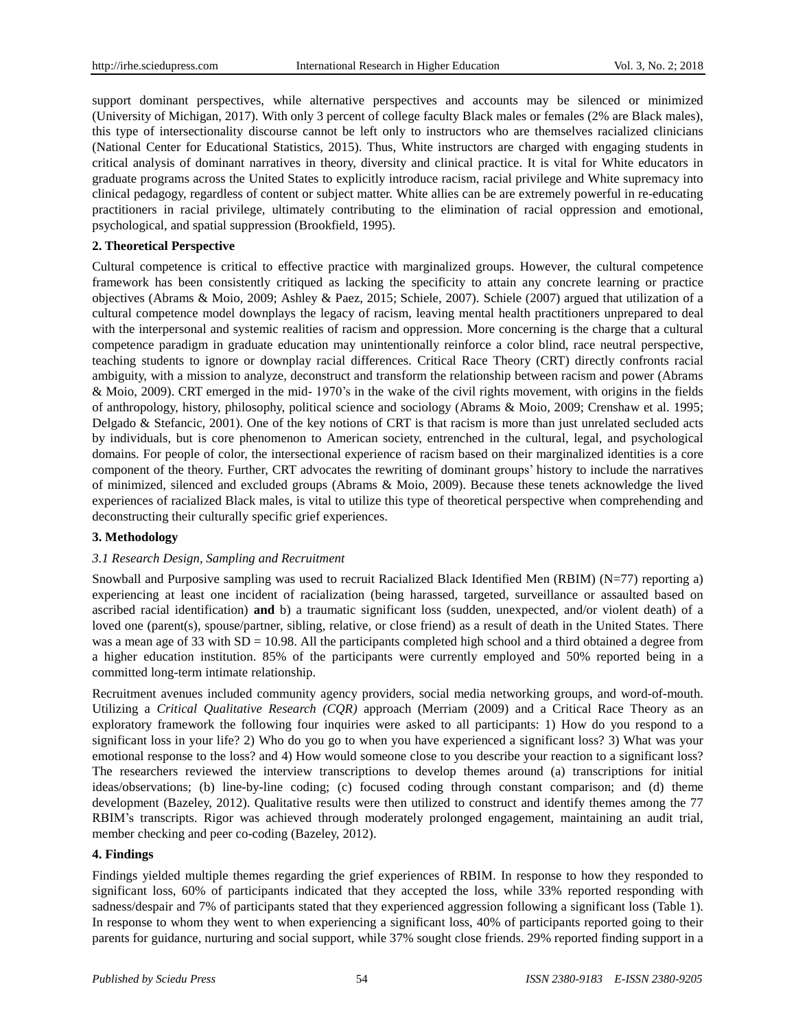support dominant perspectives, while alternative perspectives and accounts may be silenced or minimized (University of Michigan, 2017). With only 3 percent of college faculty Black males or females (2% are Black males), this type of intersectionality discourse cannot be left only to instructors who are themselves racialized clinicians (National Center for Educational Statistics, 2015). Thus, White instructors are charged with engaging students in critical analysis of dominant narratives in theory, diversity and clinical practice. It is vital for White educators in graduate programs across the United States to explicitly introduce racism, racial privilege and White supremacy into clinical pedagogy, regardless of content or subject matter. White allies can be are extremely powerful in re-educating practitioners in racial privilege, ultimately contributing to the elimination of racial oppression and emotional, psychological, and spatial suppression (Brookfield, 1995).

## 2. Theoretical Perspective

Cultural competence is critical to effective practice with marginalized groups. However, the cultural competence framework has been consistently critiqued as lacking the specificity to attain any concrete learning or practice objectives (Abrams & Moio, 2009; Ashley & Paez, 2015; Schiele, 2007). Schiele (2007) argued that utilization of a cultural competence model downplays the legacy of racism, leaving mental health practitioners unprepared to deal with the interpersonal and systemic realities of racism and oppression. More concerning is the charge that a cultural competence paradigm in graduate education may unintentionally reinforce a color blind, race neutral perspective, teaching students to ignore or downplay racial differences. Critical Race Theory (CRT) directly confronts racial ambiguity, with a mission to analyze, deconstruct and transform the relationship between racism and power (Abrams & Moio, 2009). CRT emerged in the mid- 1970's in the wake of the civil rights movement, with origins in the fields of anthropology, history, philosophy, political science and sociology (Abrams & Moio, 2009; Crenshaw et al. 1995; Delgado & Stefancic, 2001). One of the key notions of CRT is that racism is more than just unrelated secluded acts by individuals, but is core phenomenon to American society, entrenched in the cultural, legal, and psychological domains. For people of color, the intersectional experience of racism based on their marginalized identities is a core component of the theory. Further, CRT advocates the rewriting of dominant groups' history to include the narratives of minimized, silenced and excluded groups (Abrams & Moio, 2009). Because these tenets acknowledge the lived experiences of racialized Black males, is vital to utilize this type of theoretical perspective when comprehending and deconstructing their culturally specific grief experiences.

## 3. Methodology

### *3.1 Research Design, Sampling and Recruitment*

Snowball and Purposive sampling was used to recruit Racialized Black Identified Men (RBIM) (N=77) reporting a) experiencing at least one incident of racialization (being harassed, targeted, surveillance or assaulted based on ascribed racial identification) **and** b) a traumatic significant loss (sudden, unexpected, and/or violent death) of a loved one (parent(s), spouse/partner, sibling, relative, or close friend) as a result of death in the United States. There was a mean age of 33 with SD = 10.98. All the participants completed high school and a third obtained a degree from a higher education institution. 85% of the participants were currently employed and 50% reported being in a committed long-term intimate relationship.

Recruitment avenues included community agency providers, social media networking groups, and word-of-mouth. Utilizing a *Critical Qualitative Research (CQR)* approach (Merriam (2009) and a Critical Race Theory as an exploratory framework the following four inquiries were asked to all participants: 1) How do you respond to a significant loss in your life? 2) Who do you go to when you have experienced a significant loss? 3) What was your emotional response to the loss? and 4) How would someone close to you describe your reaction to a significant loss? The researchers reviewed the interview transcriptions to develop themes around (a) transcriptions for initial ideas/observations; (b) line-by-line coding; (c) focused coding through constant comparison; and (d) theme development (Bazeley, 2012). Qualitative results were then utilized to construct and identify themes among the 77 RBIM's transcripts. Rigor was achieved through moderately prolonged engagement, maintaining an audit trial, member checking and peer co-coding (Bazeley, 2012).

## 4. Findings

Findings yielded multiple themes regarding the grief experiences of RBIM. In response to how they responded to significant loss, 60% of participants indicated that they accepted the loss, while 33% reported responding with sadness/despair and 7% of participants stated that they experienced aggression following a significant loss (Table 1). In response to whom they went to when experiencing a significant loss, 40% of participants reported going to their parents for guidance, nurturing and social support, while 37% sought close friends. 29% reported finding support in a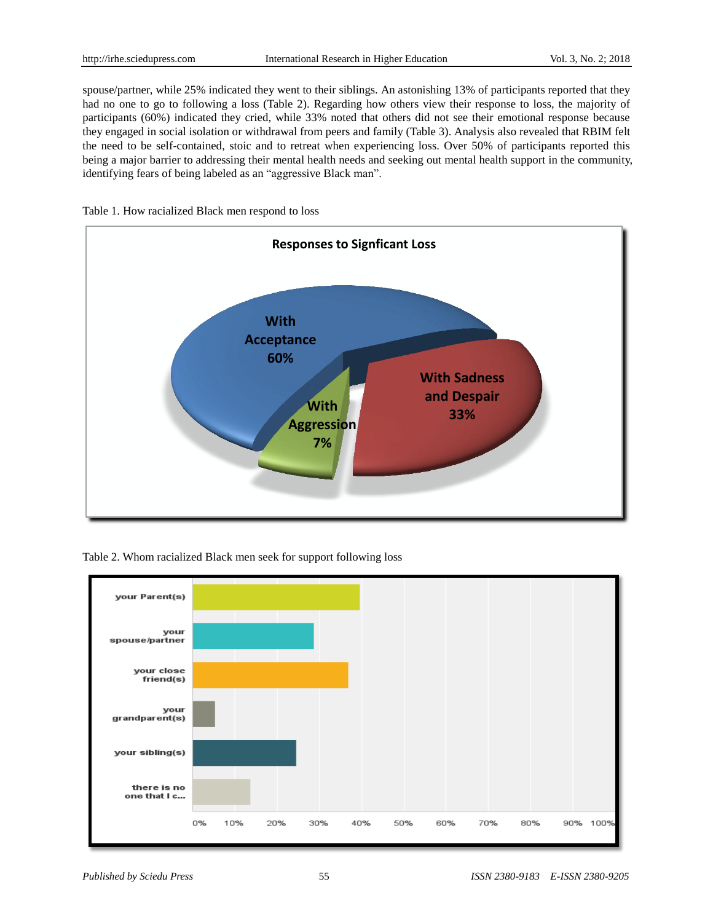spouse/partner, while 25% indicated they went to their siblings. An astonishing 13% of participants reported that they had no one to go to following a loss (Table 2). Regarding how others view their response to loss, the majority of participants (60%) indicated they cried, while 33% noted that others did not see their emotional response because they engaged in social isolation or withdrawal from peers and family (Table 3). Analysis also revealed that RBIM felt the need to be self-contained, stoic and to retreat when experiencing loss. Over 50% of participants reported this being a major barrier to addressing their mental health needs and seeking out mental health support in the community, identifying fears of being labeled as an "aggressive Black man".

Table 1. How racialized Black men respond to loss

**Responses to Signficant Loss**

| Response | Percentage |
|---|---|
| With Acceptance | 60% |
| With Sadness and Despair | 33% |
| With Aggression | 7% |

Table 2. Whom racialized Black men seek for support following loss

| Support | Approximate percentage |
|---|---|
| your Parent(s) | ~40% |
| your spouse/partner | ~29% |
| your close friend(s) | ~37% |
| your grandparent(s) | ~5% |
| your sibling(s) | ~25% |
| there is no one that I c... | ~14% |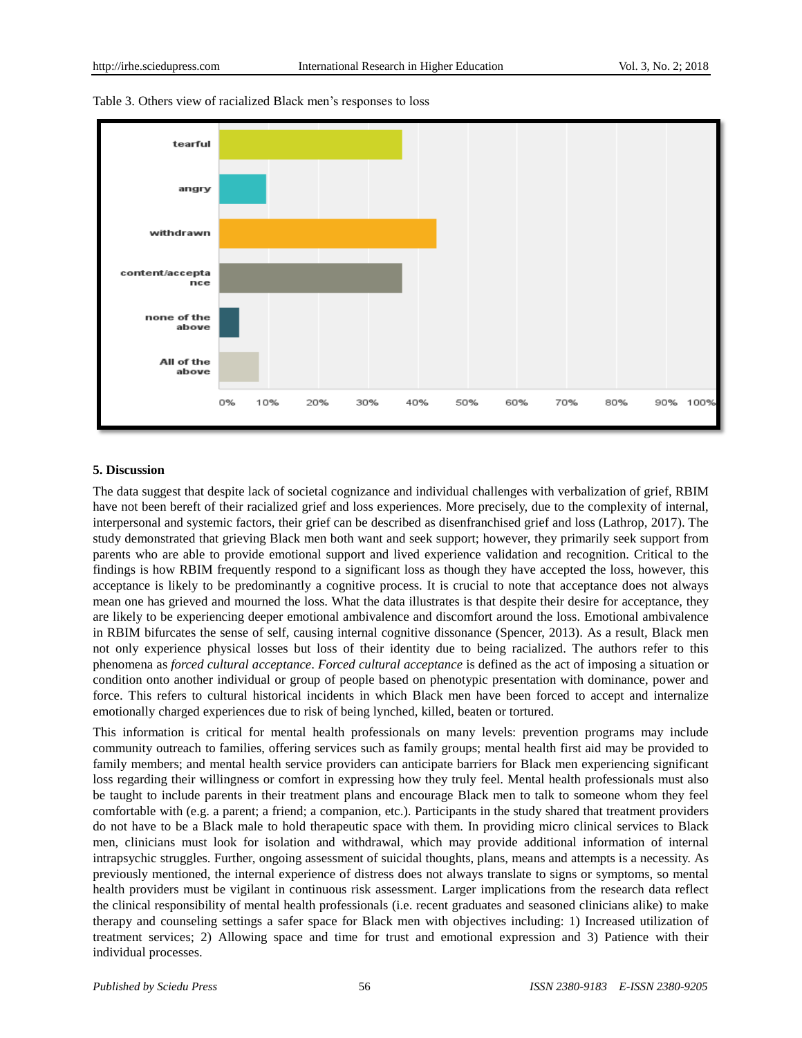Table 3. Others view of racialized Black men's responses to loss

tearful

angry

withdrawn

content/acceptance

none of the above

All of the above

0% 10% 20% 30% 40% 50% 60% 70% 80% 90% 100%

## 5. Discussion

The data suggest that despite lack of societal cognizance and individual challenges with verbalization of grief, RBIM have not been bereft of their racialized grief and loss experiences. More precisely, due to the complexity of internal, interpersonal and systemic factors, their grief can be described as disenfranchised grief and loss (Lathrop, 2017). The study demonstrated that grieving Black men both want and seek support; however, they primarily seek support from parents who are able to provide emotional support and lived experience validation and recognition. Critical to the findings is how RBIM frequently respond to a significant loss as though they have accepted the loss, however, this acceptance is likely to be predominantly a cognitive process. It is crucial to note that acceptance does not always mean one has grieved and mourned the loss. What the data illustrates is that despite their desire for acceptance, they are likely to be experiencing deeper emotional ambivalence and discomfort around the loss. Emotional ambivalence in RBIM bifurcates the sense of self, causing internal cognitive dissonance (Spencer, 2013). As a result, Black men not only experience physical losses but loss of their identity due to being racialized. The authors refer to this phenomena as *forced cultural acceptance*. *Forced cultural acceptance* is defined as the act of imposing a situation or condition onto another individual or group of people based on phenotypic presentation with dominance, power and force. This refers to cultural historical incidents in which Black men have been forced to accept and internalize emotionally charged experiences due to risk of being lynched, killed, beaten or tortured.

This information is critical for mental health professionals on many levels: prevention programs may include community outreach to families, offering services such as family groups; mental health first aid may be provided to family members; and mental health service providers can anticipate barriers for Black men experiencing significant loss regarding their willingness or comfort in expressing how they truly feel. Mental health professionals must also be taught to include parents in their treatment plans and encourage Black men to talk to someone whom they feel comfortable with (e.g. a parent; a friend; a companion, etc.). Participants in the study shared that treatment providers do not have to be a Black male to hold therapeutic space with them. In providing micro clinical services to Black men, clinicians must look for isolation and withdrawal, which may provide additional information of internal intrapsychic struggles. Further, ongoing assessment of suicidal thoughts, plans, means and attempts is a necessity. As previously mentioned, the internal experience of distress does not always translate to signs or symptoms, so mental health providers must be vigilant in continuous risk assessment. Larger implications from the research data reflect the clinical responsibility of mental health professionals (i.e. recent graduates and seasoned clinicians alike) to make therapy and counseling settings a safer space for Black men with objectives including: 1) Increased utilization of treatment services; 2) Allowing space and time for trust and emotional expression and 3) Patience with their individual processes.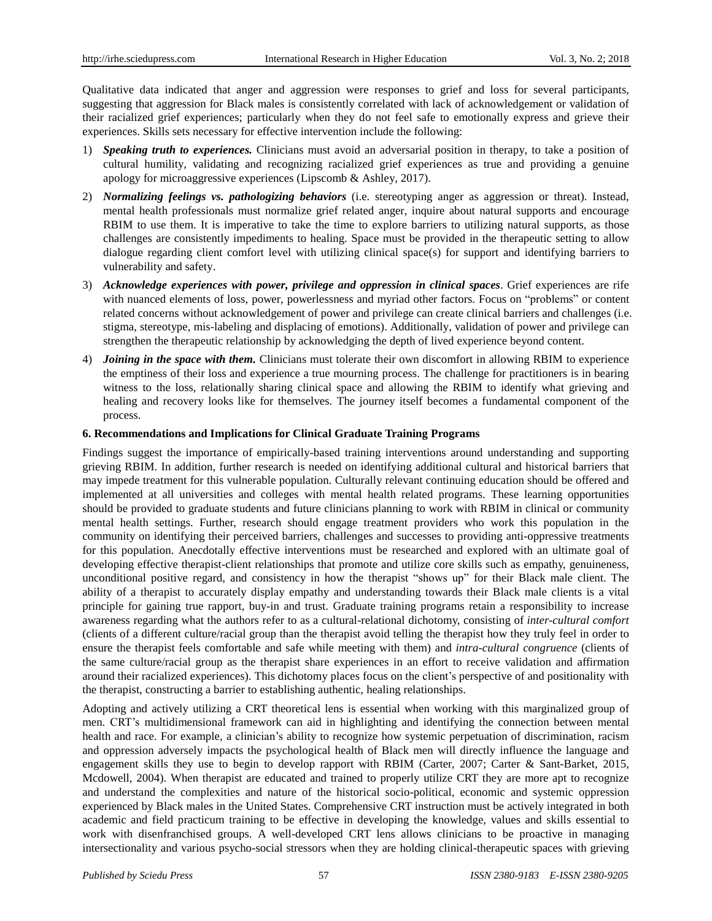Qualitative data indicated that anger and aggression were responses to grief and loss for several participants, suggesting that aggression for Black males is consistently correlated with lack of acknowledgement or validation of their racialized grief experiences; particularly when they do not feel safe to emotionally express and grieve their experiences. Skills sets necessary for effective intervention include the following:

1) ***Speaking truth to experiences.*** Clinicians must avoid an adversarial position in therapy, to take a position of cultural humility, validating and recognizing racialized grief experiences as true and providing a genuine apology for microaggressive experiences (Lipscomb & Ashley, 2017).
2) ***Normalizing feelings vs. pathologizing behaviors*** (i.e. stereotyping anger as aggression or threat). Instead, mental health professionals must normalize grief related anger, inquire about natural supports and encourage RBIM to use them. It is imperative to take the time to explore barriers to utilizing natural supports, as those challenges are consistently impediments to healing. Space must be provided in the therapeutic setting to allow dialogue regarding client comfort level with utilizing clinical space(s) for support and identifying barriers to vulnerability and safety.
3) ***Acknowledge experiences with power, privilege and oppression in clinical spaces***. Grief experiences are rife with nuanced elements of loss, power, powerlessness and myriad other factors. Focus on "problems" or content related concerns without acknowledgement of power and privilege can create clinical barriers and challenges (i.e. stigma, stereotype, mis-labeling and displacing of emotions). Additionally, validation of power and privilege can strengthen the therapeutic relationship by acknowledging the depth of lived experience beyond content.
4) ***Joining in the space with them.*** Clinicians must tolerate their own discomfort in allowing RBIM to experience the emptiness of their loss and experience a true mourning process. The challenge for practitioners is in bearing witness to the loss, relationally sharing clinical space and allowing the RBIM to identify what grieving and healing and recovery looks like for themselves. The journey itself becomes a fundamental component of the process.

## 6. Recommendations and Implications for Clinical Graduate Training Programs

Findings suggest the importance of empirically-based training interventions around understanding and supporting grieving RBIM. In addition, further research is needed on identifying additional cultural and historical barriers that may impede treatment for this vulnerable population. Culturally relevant continuing education should be offered and implemented at all universities and colleges with mental health related programs. These learning opportunities should be provided to graduate students and future clinicians planning to work with RBIM in clinical or community mental health settings. Further, research should engage treatment providers who work this population in the community on identifying their perceived barriers, challenges and successes to providing anti-oppressive treatments for this population. Anecdotally effective interventions must be researched and explored with an ultimate goal of developing effective therapist-client relationships that promote and utilize core skills such as empathy, genuineness, unconditional positive regard, and consistency in how the therapist "shows up" for their Black male client. The ability of a therapist to accurately display empathy and understanding towards their Black male clients is a vital principle for gaining true rapport, buy-in and trust. Graduate training programs retain a responsibility to increase awareness regarding what the authors refer to as a cultural-relational dichotomy, consisting of *inter-cultural comfort* (clients of a different culture/racial group than the therapist avoid telling the therapist how they truly feel in order to ensure the therapist feels comfortable and safe while meeting with them) and *intra-cultural congruence* (clients of the same culture/racial group as the therapist share experiences in an effort to receive validation and affirmation around their racialized experiences). This dichotomy places focus on the client's perspective of and positionality with the therapist, constructing a barrier to establishing authentic, healing relationships.

Adopting and actively utilizing a CRT theoretical lens is essential when working with this marginalized group of men. CRT's multidimensional framework can aid in highlighting and identifying the connection between mental health and race. For example, a clinician's ability to recognize how systemic perpetuation of discrimination, racism and oppression adversely impacts the psychological health of Black men will directly influence the language and engagement skills they use to begin to develop rapport with RBIM (Carter, 2007; Carter & Sant-Barket, 2015, Mcdowell, 2004). When therapist are educated and trained to properly utilize CRT they are more apt to recognize and understand the complexities and nature of the historical socio-political, economic and systemic oppression experienced by Black males in the United States. Comprehensive CRT instruction must be actively integrated in both academic and field practicum training to be effective in developing the knowledge, values and skills essential to work with disenfranchised groups. A well-developed CRT lens allows clinicians to be proactive in managing intersectionality and various psycho-social stressors when they are holding clinical-therapeutic spaces with grieving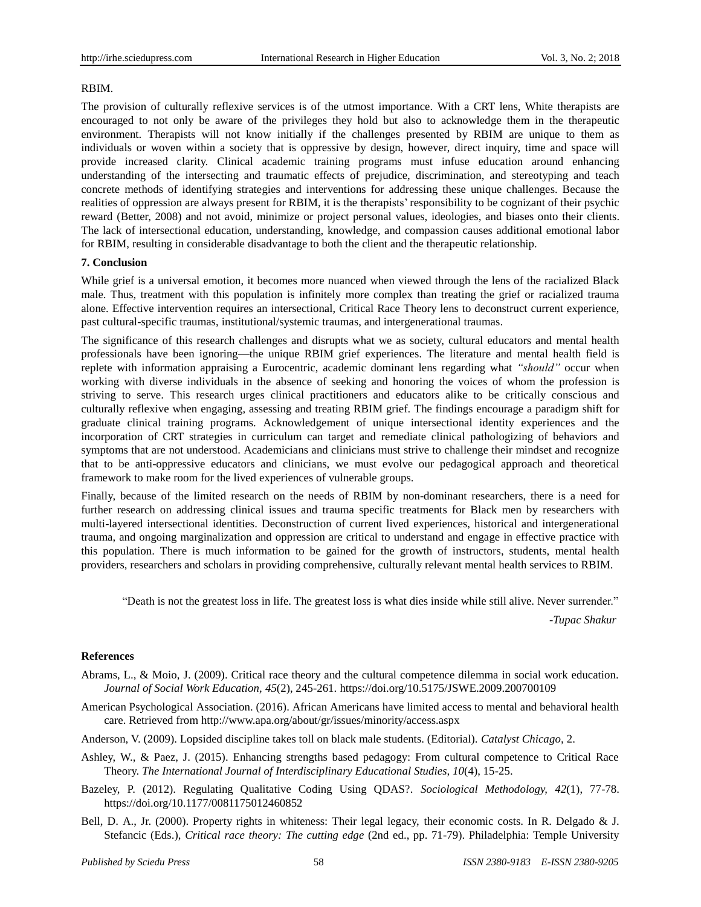RBIM.

The provision of culturally reflexive services is of the utmost importance. With a CRT lens, White therapists are encouraged to not only be aware of the privileges they hold but also to acknowledge them in the therapeutic environment. Therapists will not know initially if the challenges presented by RBIM are unique to them as individuals or woven within a society that is oppressive by design, however, direct inquiry, time and space will provide increased clarity. Clinical academic training programs must infuse education around enhancing understanding of the intersecting and traumatic effects of prejudice, discrimination, and stereotyping and teach concrete methods of identifying strategies and interventions for addressing these unique challenges. Because the realities of oppression are always present for RBIM, it is the therapists' responsibility to be cognizant of their psychic reward (Better, 2008) and not avoid, minimize or project personal values, ideologies, and biases onto their clients. The lack of intersectional education, understanding, knowledge, and compassion causes additional emotional labor for RBIM, resulting in considerable disadvantage to both the client and the therapeutic relationship.

## 7. Conclusion

While grief is a universal emotion, it becomes more nuanced when viewed through the lens of the racialized Black male. Thus, treatment with this population is infinitely more complex than treating the grief or racialized trauma alone. Effective intervention requires an intersectional, Critical Race Theory lens to deconstruct current experience, past cultural-specific traumas, institutional/systemic traumas, and intergenerational traumas.

The significance of this research challenges and disrupts what we as society, cultural educators and mental health professionals have been ignoring—the unique RBIM grief experiences. The literature and mental health field is replete with information appraising a Eurocentric, academic dominant lens regarding what *"should"* occur when working with diverse individuals in the absence of seeking and honoring the voices of whom the profession is striving to serve. This research urges clinical practitioners and educators alike to be critically conscious and culturally reflexive when engaging, assessing and treating RBIM grief. The findings encourage a paradigm shift for graduate clinical training programs. Acknowledgement of unique intersectional identity experiences and the incorporation of CRT strategies in curriculum can target and remediate clinical pathologizing of behaviors and symptoms that are not understood. Academicians and clinicians must strive to challenge their mindset and recognize that to be anti-oppressive educators and clinicians, we must evolve our pedagogical approach and theoretical framework to make room for the lived experiences of vulnerable groups.

Finally, because of the limited research on the needs of RBIM by non-dominant researchers, there is a need for further research on addressing clinical issues and trauma specific treatments for Black men by researchers with multi-layered intersectional identities. Deconstruction of current lived experiences, historical and intergenerational trauma, and ongoing marginalization and oppression are critical to understand and engage in effective practice with this population. There is much information to be gained for the growth of instructors, students, mental health providers, researchers and scholars in providing comprehensive, culturally relevant mental health services to RBIM.

> "Death is not the greatest loss in life. The greatest loss is what dies inside while still alive. Never surrender."
>
> *-Tupac Shakur*

## References

Abrams, L., & Moio, J. (2009). Critical race theory and the cultural competence dilemma in social work education. *Journal of Social Work Education, 45*(2), 245-261. https://doi.org/10.5175/JSWE.2009.200700109

American Psychological Association. (2016). African Americans have limited access to mental and behavioral health care. Retrieved from http://www.apa.org/about/gr/issues/minority/access.aspx

Anderson, V. (2009). Lopsided discipline takes toll on black male students. (Editorial). *Catalyst Chicago,* 2.

Ashley, W., & Paez, J. (2015). Enhancing strengths based pedagogy: From cultural competence to Critical Race Theory. *The International Journal of Interdisciplinary Educational Studies, 10*(4), 15-25.

Bazeley, P. (2012). Regulating Qualitative Coding Using QDAS?. *Sociological Methodology, 42*(1), 77-78. https://doi.org/10.1177/0081175012460852

Bell, D. A., Jr. (2000). Property rights in whiteness: Their legal legacy, their economic costs. In R. Delgado & J. Stefancic (Eds.), *Critical race theory: The cutting edge* (2nd ed., pp. 71-79). Philadelphia: Temple University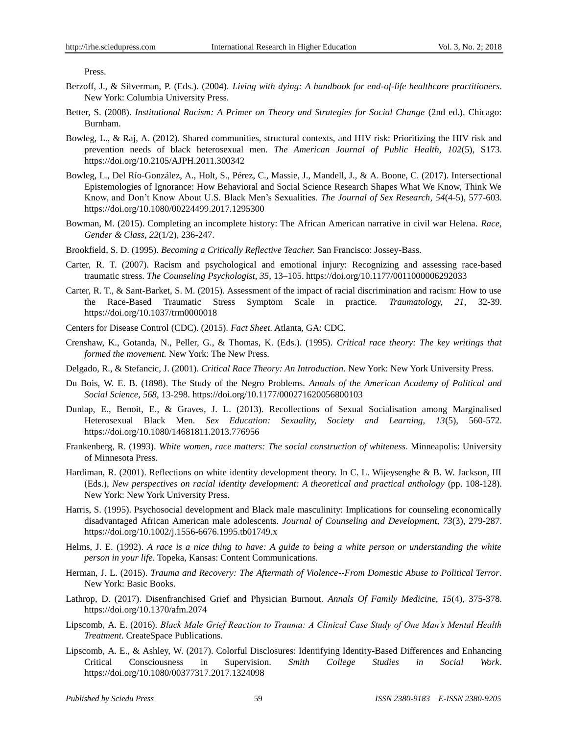Press.

Berzoff, J., & Silverman, P. (Eds.). (2004). *Living with dying: A handbook for end-of-life healthcare practitioners*. New York: Columbia University Press.

Better, S. (2008). *Institutional Racism: A Primer on Theory and Strategies for Social Change* (2nd ed.). Chicago: Burnham.

Bowleg, L., & Raj, A. (2012). Shared communities, structural contexts, and HIV risk: Prioritizing the HIV risk and prevention needs of black heterosexual men. *The American Journal of Public Health, 102*(5), S173. https://doi.org/10.2105/AJPH.2011.300342

Bowleg, L., Del Río-González, A., Holt, S., Pérez, C., Massie, J., Mandell, J., & A. Boone, C. (2017). Intersectional Epistemologies of Ignorance: How Behavioral and Social Science Research Shapes What We Know, Think We Know, and Don't Know About U.S. Black Men's Sexualities. *The Journal of Sex Research, 54*(4-5), 577-603. https://doi.org/10.1080/00224499.2017.1295300

Bowman, M. (2015). Completing an incomplete history: The African American narrative in civil war Helena. *Race, Gender & Class, 22*(1/2), 236-247.

Brookfield, S. D. (1995). *Becoming a Critically Reflective Teacher.* San Francisco: Jossey-Bass.

Carter, R. T. (2007). Racism and psychological and emotional injury: Recognizing and assessing race-based traumatic stress. *The Counseling Psychologist, 35,* 13–105. https://doi.org/10.1177/0011000006292033

Carter, R. T., & Sant-Barket, S. M. (2015). Assessment of the impact of racial discrimination and racism: How to use the Race-Based Traumatic Stress Symptom Scale in practice. *Traumatology, 21*, 32-39. https://doi.org/10.1037/trm0000018

Centers for Disease Control (CDC). (2015). *Fact Sheet.* Atlanta, GA: CDC.

Crenshaw, K., Gotanda, N., Peller, G., & Thomas, K. (Eds.). (1995). *Critical race theory: The key writings that formed the movement.* New York: The New Press.

Delgado, R., & Stefancic, J. (2001). *Critical Race Theory: An Introduction*. New York: New York University Press.

Du Bois, W. E. B. (1898). The Study of the Negro Problems. *Annals of the American Academy of Political and Social Science, 568*, 13-298. https://doi.org/10.1177/000271620056800103

Dunlap, E., Benoit, E., & Graves, J. L. (2013). Recollections of Sexual Socialisation among Marginalised Heterosexual Black Men. *Sex Education: Sexuality, Society and Learning, 13*(5), 560-572. https://doi.org/10.1080/14681811.2013.776956

Frankenberg, R. (1993). *White women, race matters: The social construction of whiteness*. Minneapolis: University of Minnesota Press.

Hardiman, R. (2001). Reflections on white identity development theory. In C. L. Wijeysenghe & B. W. Jackson, III (Eds.), *New perspectives on racial identity development: A theoretical and practical anthology* (pp. 108-128). New York: New York University Press.

Harris, S. (1995). Psychosocial development and Black male masculinity: Implications for counseling economically disadvantaged African American male adolescents. *Journal of Counseling and Development, 73*(3), 279-287. https://doi.org/10.1002/j.1556-6676.1995.tb01749.x

Helms, J. E. (1992). *A race is a nice thing to have: A guide to being a white person or understanding the white person in your life*. Topeka, Kansas: Content Communications.

Herman, J. L. (2015). *Trauma and Recovery: The Aftermath of Violence--From Domestic Abuse to Political Terror*. New York: Basic Books.

Lathrop, D. (2017). Disenfranchised Grief and Physician Burnout. *Annals Of Family Medicine, 15*(4), 375-378. https://doi.org/10.1370/afm.2074

Lipscomb, A. E. (2016). *Black Male Grief Reaction to Trauma: A Clinical Case Study of One Man's Mental Health Treatment*. CreateSpace Publications.

Lipscomb, A. E., & Ashley, W. (2017). Colorful Disclosures: Identifying Identity-Based Differences and Enhancing Critical Consciousness in Supervision. *Smith College Studies in Social Work*. https://doi.org/10.1080/00377317.2017.1324098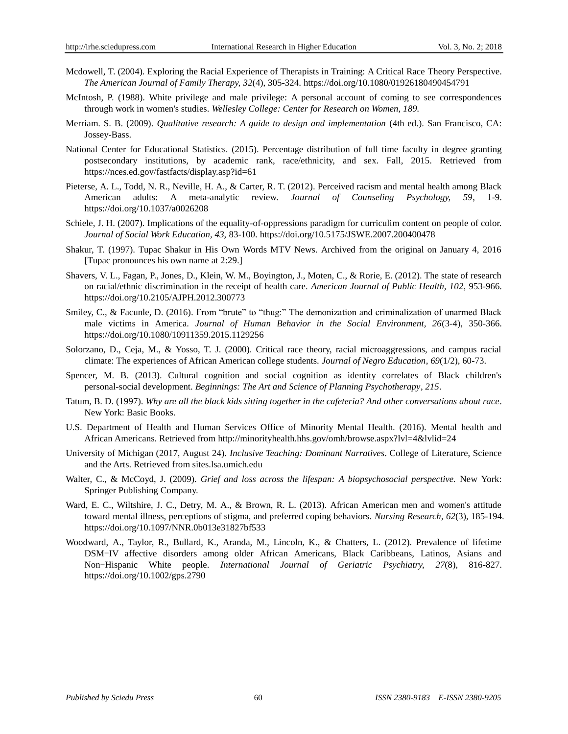Mcdowell, T. (2004). Exploring the Racial Experience of Therapists in Training: A Critical Race Theory Perspective. *The American Journal of Family Therapy, 32*(4), 305-324. https://doi.org/10.1080/01926180490454791

McIntosh, P. (1988). White privilege and male privilege: A personal account of coming to see correspondences through work in women's studies. *Wellesley College: Center for Research on Women, 189.*

Merriam. S. B. (2009). *Qualitative research: A guide to design and implementation* (4th ed.). San Francisco, CA: Jossey-Bass.

National Center for Educational Statistics. (2015). Percentage distribution of full time faculty in degree granting postsecondary institutions, by academic rank, race/ethnicity, and sex. Fall, 2015. Retrieved from https://nces.ed.gov/fastfacts/display.asp?id=61

Pieterse, A. L., Todd, N. R., Neville, H. A., & Carter, R. T. (2012). Perceived racism and mental health among Black American adults: A meta-analytic review. *Journal of Counseling Psychology, 59*, 1-9. https://doi.org/10.1037/a0026208

Schiele, J. H. (2007). Implications of the equality-of-oppressions paradigm for curriculim content on people of color. *Journal of Social Work Education, 43,* 83-100. https://doi.org/10.5175/JSWE.2007.200400478

Shakur, T. (1997). Tupac Shakur in His Own Words MTV News. Archived from the original on January 4, 2016 [Tupac pronounces his own name at 2:29.]

Shavers, V. L., Fagan, P., Jones, D., Klein, W. M., Boyington, J., Moten, C., & Rorie, E. (2012). The state of research on racial/ethnic discrimination in the receipt of health care. *American Journal of Public Health*, *102*, 953-966. https://doi.org/10.2105/AJPH.2012.300773

Smiley, C., & Facunle, D. (2016). From "brute" to "thug:" The demonization and criminalization of unarmed Black male victims in America. *Journal of Human Behavior in the Social Environment, 26*(3-4), 350-366. https://doi.org/10.1080/10911359.2015.1129256

Solorzano, D., Ceja, M., & Yosso, T. J. (2000). Critical race theory, racial microaggressions, and campus racial climate: The experiences of African American college students. *Journal of Negro Education*, *69*(1/2), 60-73.

Spencer, M. B. (2013). Cultural cognition and social cognition as identity correlates of Black children's personal-social development. *Beginnings: The Art and Science of Planning Psychotherapy*, *215*.

Tatum, B. D. (1997). *Why are all the black kids sitting together in the cafeteria? And other conversations about race*. New York: Basic Books.

U.S. Department of Health and Human Services Office of Minority Mental Health. (2016). Mental health and African Americans. Retrieved from http://minorityhealth.hhs.gov/omh/browse.aspx?lvl=4&lvlid=24

University of Michigan (2017, August 24). *Inclusive Teaching: Dominant Narratives*. College of Literature, Science and the Arts. Retrieved from sites.lsa.umich.edu

Walter, C., & McCoyd, J. (2009). *Grief and loss across the lifespan: A biopsychosocial perspective.* New York: Springer Publishing Company.

Ward, E. C., Wiltshire, J. C., Detry, M. A., & Brown, R. L. (2013). African American men and women's attitude toward mental illness, perceptions of stigma, and preferred coping behaviors. *Nursing Research*, *62*(3), 185-194. https://doi.org/10.1097/NNR.0b013e31827bf533

Woodward, A., Taylor, R., Bullard, K., Aranda, M., Lincoln, K., & Chatters, L. (2012). Prevalence of lifetime DSM-IV affective disorders among older African Americans, Black Caribbeans, Latinos, Asians and Non-Hispanic White people. *International Journal of Geriatric Psychiatry, 27*(8), 816-827. https://doi.org/10.1002/gps.2790